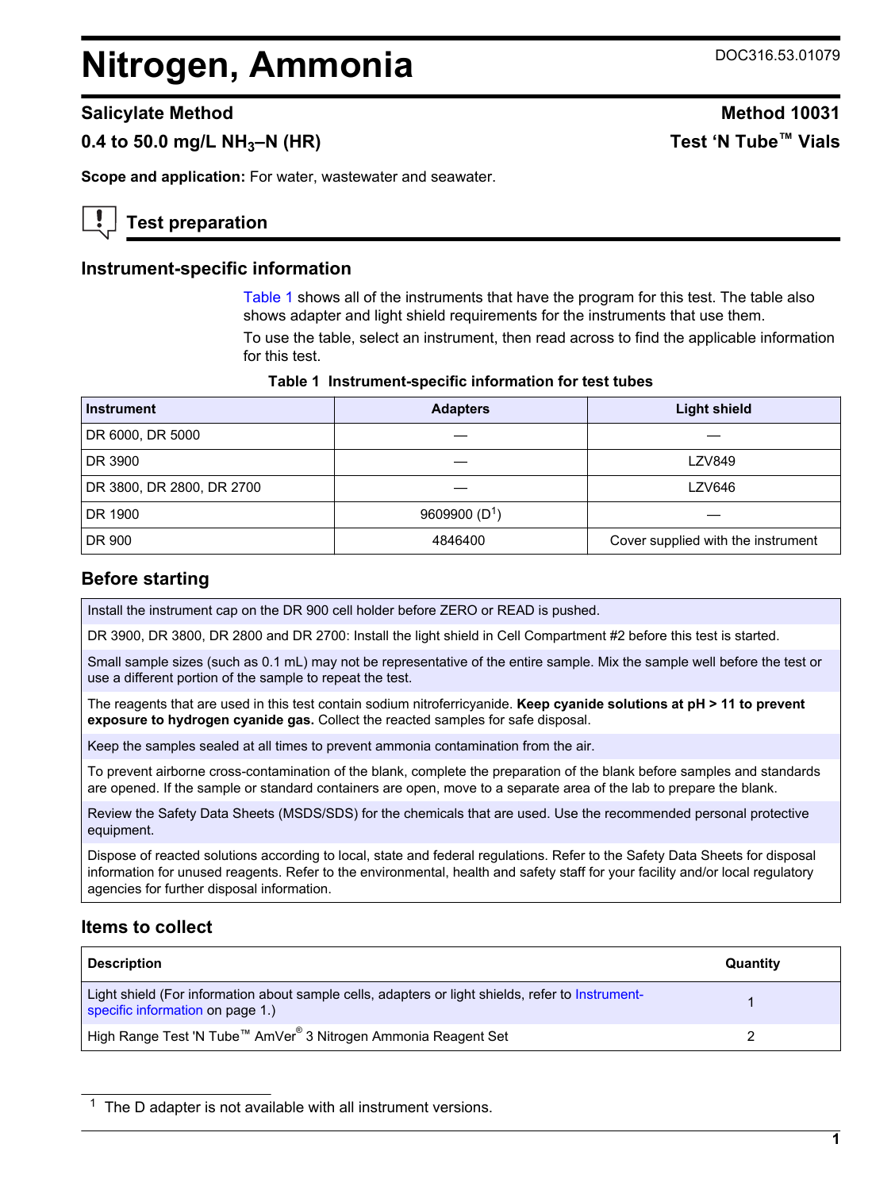# Nitrogen, Ammonia

DOC316.53.01079

**Salicylate Method** **Method 10031**

**0.4 to 50.0 mg/L $NH_3$–N (HR)** **Test 'N Tube™ Vials**

**Scope and application:** For water, wastewater and seawater.

## Test preparation

### Instrument-specific information

Table 1 shows all of the instruments that have the program for this test. The table also shows adapter and light shield requirements for the instruments that use them.

To use the table, select an instrument, then read across to find the applicable information for this test.

**Table 1 Instrument-specific information for test tubes**

| Instrument | Adapters | Light shield |
|---|---|---|
| DR 6000, DR 5000 | — | — |
| DR 3900 | — | LZV849 |
| DR 3800, DR 2800, DR 2700 | — | LZV646 |
| DR 1900 | 9609900 (D[1]) | — |
| DR 900 | 4846400 | Cover supplied with the instrument |

### Before starting

| |
|---|
| Install the instrument cap on the DR 900 cell holder before ZERO or READ is pushed. |
| DR 3900, DR 3800, DR 2800 and DR 2700: Install the light shield in Cell Compartment #2 before this test is started. |
| Small sample sizes (such as 0.1 mL) may not be representative of the entire sample. Mix the sample well before the test or use a different portion of the sample to repeat the test. |
| The reagents that are used in this test contain sodium nitroferricyanide. **Keep cyanide solutions at pH > 11 to prevent exposure to hydrogen cyanide gas.** Collect the reacted samples for safe disposal. |
| Keep the samples sealed at all times to prevent ammonia contamination from the air. |
| To prevent airborne cross-contamination of the blank, complete the preparation of the blank before samples and standards are opened. If the sample or standard containers are open, move to a separate area of the lab to prepare the blank. |
| Review the Safety Data Sheets (MSDS/SDS) for the chemicals that are used. Use the recommended personal protective equipment. |
| Dispose of reacted solutions according to local, state and federal regulations. Refer to the Safety Data Sheets for disposal information for unused reagents. Refer to the environmental, health and safety staff for your facility and/or local regulatory agencies for further disposal information. |

### Items to collect

| Description | Quantity |
|---|---|
| Light shield (For information about sample cells, adapters or light shields, refer to Instrument-specific information on page 1.) | 1 |
| High Range Test 'N Tube™ AmVer® 3 Nitrogen Ammonia Reagent Set | 2 |

[1] The D adapter is not available with all instrument versions.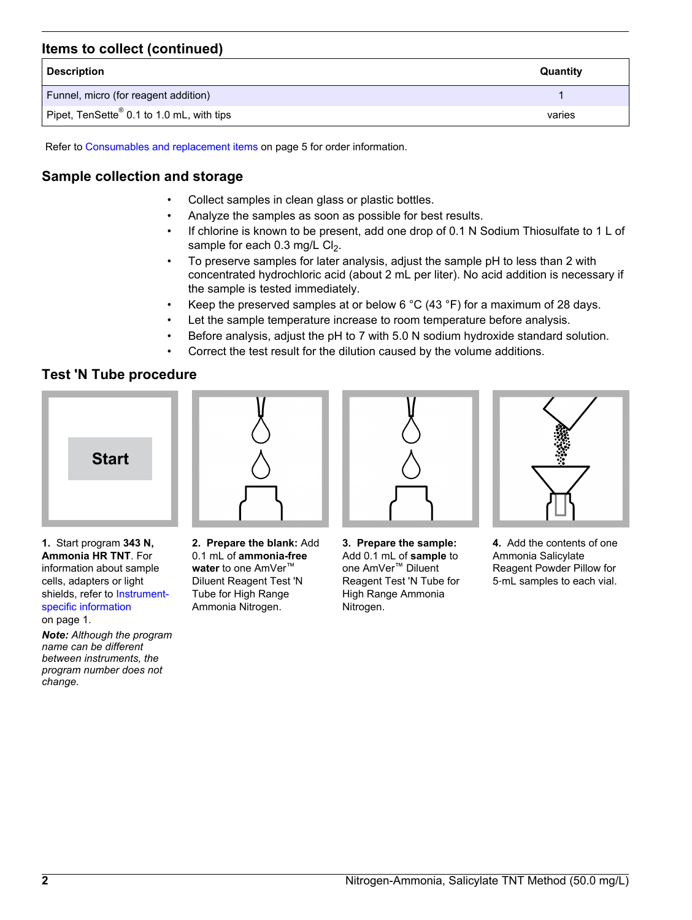## Items to collect (continued)

| Description | Quantity |
| --- | --- |
| Funnel, micro (for reagent addition) | 1 |
| Pipet, TenSette® 0.1 to 1.0 mL, with tips | varies |

Refer to Consumables and replacement items on page 5 for order information.

## Sample collection and storage

- Collect samples in clean glass or plastic bottles.
- Analyze the samples as soon as possible for best results.
- If chlorine is known to be present, add one drop of 0.1 N Sodium Thiosulfate to 1 L of sample for each 0.3 mg/L $Cl_2$.
- To preserve samples for later analysis, adjust the sample pH to less than 2 with concentrated hydrochloric acid (about 2 mL per liter). No acid addition is necessary if the sample is tested immediately.
- Keep the preserved samples at or below 6 °C (43 °F) for a maximum of 28 days.
- Let the sample temperature increase to room temperature before analysis.
- Before analysis, adjust the pH to 7 with 5.0 N sodium hydroxide standard solution.
- Correct the test result for the dilution caused by the volume additions.

## Test 'N Tube procedure

Start

1. Start program **343 N, Ammonia HR TNT**. For information about sample cells, adapters or light shields, refer to Instrument-specific information on page 1.

***Note:** Although the program name can be different between instruments, the program number does not change.*

2. **Prepare the blank:** Add 0.1 mL of **ammonia-free water** to one AmVer™ Diluent Reagent Test 'N Tube for High Range Ammonia Nitrogen.

3. **Prepare the sample:** Add 0.1 mL of **sample** to one AmVer™ Diluent Reagent Test 'N Tube for High Range Ammonia Nitrogen.

4. Add the contents of one Ammonia Salicylate Reagent Powder Pillow for 5-mL samples to each vial.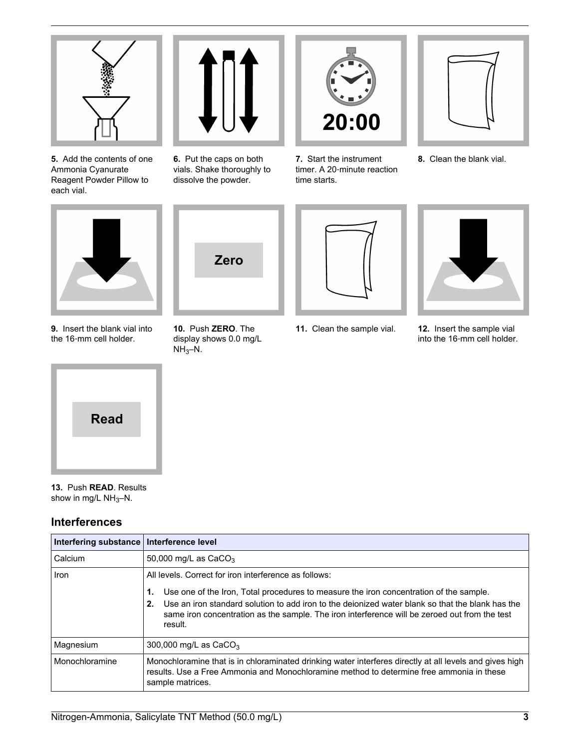5. Add the contents of one Ammonia Cyanurate Reagent Powder Pillow to each vial.

6. Put the caps on both vials. Shake thoroughly to dissolve the powder.

7. Start the instrument timer. A 20-minute reaction time starts.

8. Clean the blank vial.

9. Insert the blank vial into the 16-mm cell holder.

10. Push **ZERO**. The display shows 0.0 mg/L $NH_3$–N.

11. Clean the sample vial.

12. Insert the sample vial into the 16-mm cell holder.

13. Push **READ**. Results show in mg/L $NH_3$–N.

## Interferences

| Interfering substance | Interference level |
| --- | --- |
| Calcium | 50,000 mg/L as $CaCO_3$ |
| Iron | All levels. Correct for iron interference as follows: 1. Use one of the Iron, Total procedures to measure the iron concentration of the sample. 2. Use an iron standard solution to add iron to the deionized water blank so that the blank has the same iron concentration as the sample. The iron interference will be zeroed out from the test result. |
| Magnesium | 300,000 mg/L as $CaCO_3$ |
| Monochloramine | Monochloramine that is in chloraminated drinking water interferes directly at all levels and gives high results. Use a Free Ammonia and Monochloramine method to determine free ammonia in these sample matrices. |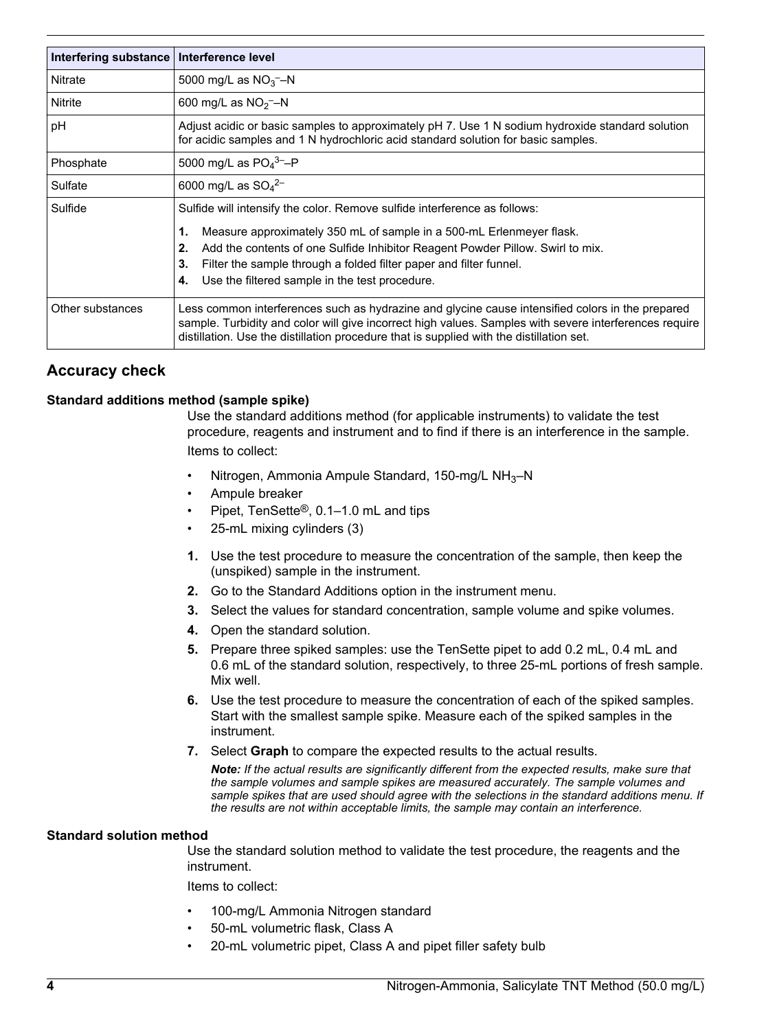| Interfering substance | Interference level |
| --- | --- |
| Nitrate | 5000 mg/L as $NO_3^{-}$–N |
| Nitrite | 600 mg/L as $NO_2^{-}$–N |
| pH | Adjust acidic or basic samples to approximately pH 7. Use 1 N sodium hydroxide standard solution for acidic samples and 1 N hydrochloric acid standard solution for basic samples. |
| Phosphate | 5000 mg/L as $PO_4^{3-}$–P |
| Sulfate | 6000 mg/L as $SO_4^{2-}$ |
| Sulfide | Sulfide will intensify the color. Remove sulfide interference as follows: **1.** Measure approximately 350 mL of sample in a 500-mL Erlenmeyer flask. **2.** Add the contents of one Sulfide Inhibitor Reagent Powder Pillow. Swirl to mix. **3.** Filter the sample through a folded filter paper and filter funnel. **4.** Use the filtered sample in the test procedure. |
| Other substances | Less common interferences such as hydrazine and glycine cause intensified colors in the prepared sample. Turbidity and color will give incorrect high values. Samples with severe interferences require distillation. Use the distillation procedure that is supplied with the distillation set. |

## Accuracy check

### Standard additions method (sample spike)

Use the standard additions method (for applicable instruments) to validate the test procedure, reagents and instrument and to find if there is an interference in the sample.

Items to collect:

- Nitrogen, Ammonia Ampule Standard, 150-mg/L $NH_3$–N
- Ampule breaker
- Pipet, TenSette®, 0.1–1.0 mL and tips
- 25-mL mixing cylinders (3)

1. Use the test procedure to measure the concentration of the sample, then keep the (unspiked) sample in the instrument.
2. Go to the Standard Additions option in the instrument menu.
3. Select the values for standard concentration, sample volume and spike volumes.
4. Open the standard solution.
5. Prepare three spiked samples: use the TenSette pipet to add 0.2 mL, 0.4 mL and 0.6 mL of the standard solution, respectively, to three 25-mL portions of fresh sample. Mix well.
6. Use the test procedure to measure the concentration of each of the spiked samples. Start with the smallest sample spike. Measure each of the spiked samples in the instrument.
7. Select **Graph** to compare the expected results to the actual results.

   ***Note:** If the actual results are significantly different from the expected results, make sure that the sample volumes and sample spikes are measured accurately. The sample volumes and sample spikes that are used should agree with the selections in the standard additions menu. If the results are not within acceptable limits, the sample may contain an interference.*

### Standard solution method

Use the standard solution method to validate the test procedure, the reagents and the instrument.

Items to collect:

- 100-mg/L Ammonia Nitrogen standard
- 50-mL volumetric flask, Class A
- 20-mL volumetric pipet, Class A and pipet filler safety bulb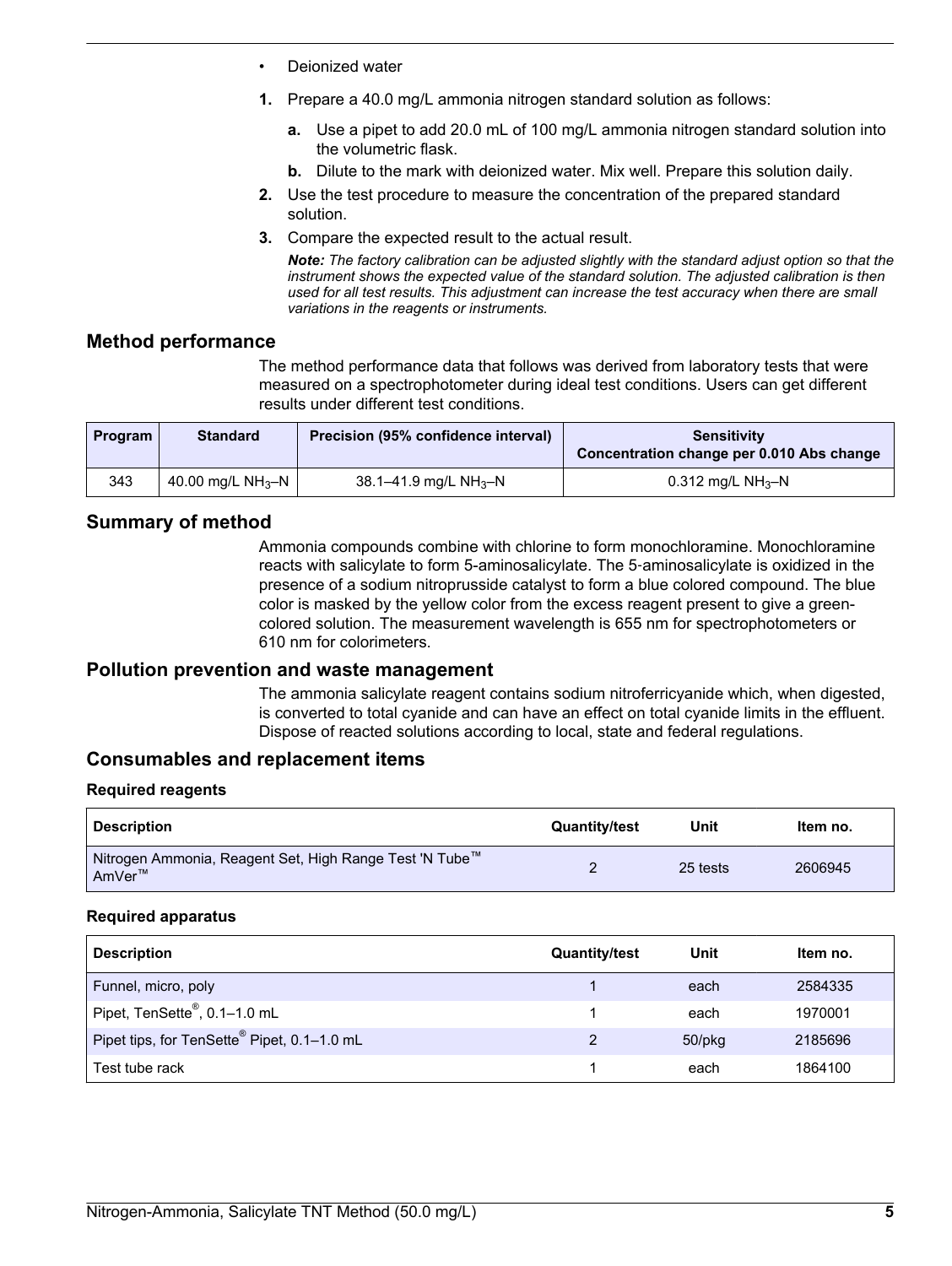- Deionized water

1. Prepare a 40.0 mg/L ammonia nitrogen standard solution as follows:
   a. Use a pipet to add 20.0 mL of 100 mg/L ammonia nitrogen standard solution into the volumetric flask.
   b. Dilute to the mark with deionized water. Mix well. Prepare this solution daily.
2. Use the test procedure to measure the concentration of the prepared standard solution.
3. Compare the expected result to the actual result.

   ***Note:*** *The factory calibration can be adjusted slightly with the standard adjust option so that the instrument shows the expected value of the standard solution. The adjusted calibration is then used for all test results. This adjustment can increase the test accuracy when there are small variations in the reagents or instruments.*

## Method performance

The method performance data that follows was derived from laboratory tests that were measured on a spectrophotometer during ideal test conditions. Users can get different results under different test conditions.

| Program | Standard | Precision (95% confidence interval) | Sensitivity Concentration change per 0.010 Abs change |
|---|---|---|---|
| 343 | 40.00 mg/L $NH_3$–N | 38.1–41.9 mg/L $NH_3$–N | 0.312 mg/L $NH_3$–N |

## Summary of method

Ammonia compounds combine with chlorine to form monochloramine. Monochloramine reacts with salicylate to form 5-aminosalicylate. The 5-aminosalicylate is oxidized in the presence of a sodium nitroprusside catalyst to form a blue colored compound. The blue color is masked by the yellow color from the excess reagent present to give a green-colored solution. The measurement wavelength is 655 nm for spectrophotometers or 610 nm for colorimeters.

## Pollution prevention and waste management

The ammonia salicylate reagent contains sodium nitroferricyanide which, when digested, is converted to total cyanide and can have an effect on total cyanide limits in the effluent. Dispose of reacted solutions according to local, state and federal regulations.

## Consumables and replacement items

### Required reagents

| Description | Quantity/test | Unit | Item no. |
|---|---|---|---|
| Nitrogen Ammonia, Reagent Set, High Range Test 'N Tube™ AmVer™ | 2 | 25 tests | 2606945 |

### Required apparatus

| Description | Quantity/test | Unit | Item no. |
|---|---|---|---|
| Funnel, micro, poly | 1 | each | 2584335 |
| Pipet, TenSette®, 0.1–1.0 mL | 1 | each | 1970001 |
| Pipet tips, for TenSette® Pipet, 0.1–1.0 mL | 2 | 50/pkg | 2185696 |
| Test tube rack | 1 | each | 1864100 |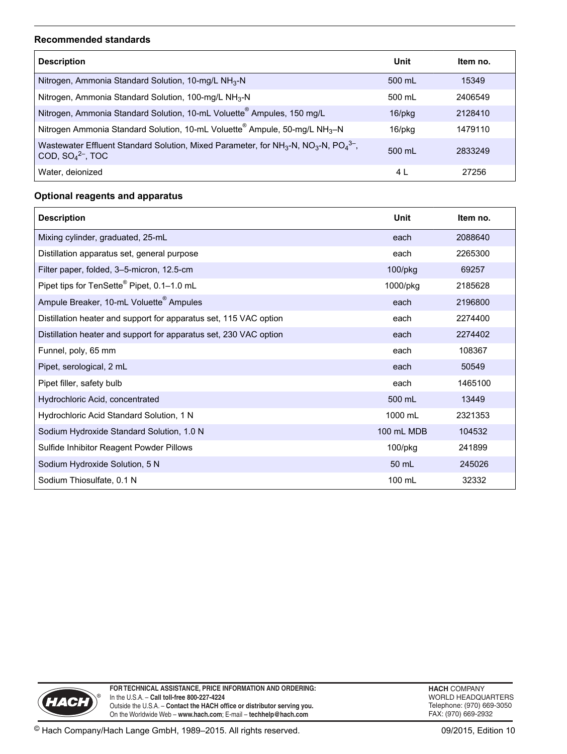### Recommended standards

| Description | Unit | Item no. |
|---|---|---|
| Nitrogen, Ammonia Standard Solution, 10-mg/L $NH_3$-N | 500 mL | 15349 |
| Nitrogen, Ammonia Standard Solution, 100-mg/L $NH_3$-N | 500 mL | 2406549 |
| Nitrogen, Ammonia Standard Solution, 10-mL Voluette® Ampules, 150 mg/L | 16/pkg | 2128410 |
| Nitrogen Ammonia Standard Solution, 10-mL Voluette® Ampule, 50-mg/L $NH_3$–N | 16/pkg | 1479110 |
| Wastewater Effluent Standard Solution, Mixed Parameter, for $NH_3$-N, $NO_3$-N, $PO_4^{3-}$, COD, $SO_4^{2-}$, TOC | 500 mL | 2833249 |
| Water, deionized | 4 L | 27256 |

### Optional reagents and apparatus

| Description | Unit | Item no. |
|---|---|---|
| Mixing cylinder, graduated, 25-mL | each | 2088640 |
| Distillation apparatus set, general purpose | each | 2265300 |
| Filter paper, folded, 3–5-micron, 12.5-cm | 100/pkg | 69257 |
| Pipet tips for TenSette® Pipet, 0.1–1.0 mL | 1000/pkg | 2185628 |
| Ampule Breaker, 10-mL Voluette® Ampules | each | 2196800 |
| Distillation heater and support for apparatus set, 115 VAC option | each | 2274400 |
| Distillation heater and support for apparatus set, 230 VAC option | each | 2274402 |
| Funnel, poly, 65 mm | each | 108367 |
| Pipet, serological, 2 mL | each | 50549 |
| Pipet filler, safety bulb | each | 1465100 |
| Hydrochloric Acid, concentrated | 500 mL | 13449 |
| Hydrochloric Acid Standard Solution, 1 N | 1000 mL | 2321353 |
| Sodium Hydroxide Standard Solution, 1.0 N | 100 mL MDB | 104532 |
| Sulfide Inhibitor Reagent Powder Pillows | 100/pkg | 241899 |
| Sodium Hydroxide Solution, 5 N | 50 mL | 245026 |
| Sodium Thiosulfate, 0.1 N | 100 mL | 32332 |

**FOR TECHNICAL ASSISTANCE, PRICE INFORMATION AND ORDERING:**
In the U.S.A. – **Call toll-free 800-227-4224**
Outside the U.S.A. – **Contact the HACH office or distributor serving you.**
On the Worldwide Web – **www.hach.com**; E-mail – **techhelp@hach.com**

**HACH** COMPANY
WORLD HEADQUARTERS
Telephone: (970) 669-3050
FAX: (970) 669-2932

© Hach Company/Hach Lange GmbH, 1989–2015. All rights reserved.

09/2015, Edition 10